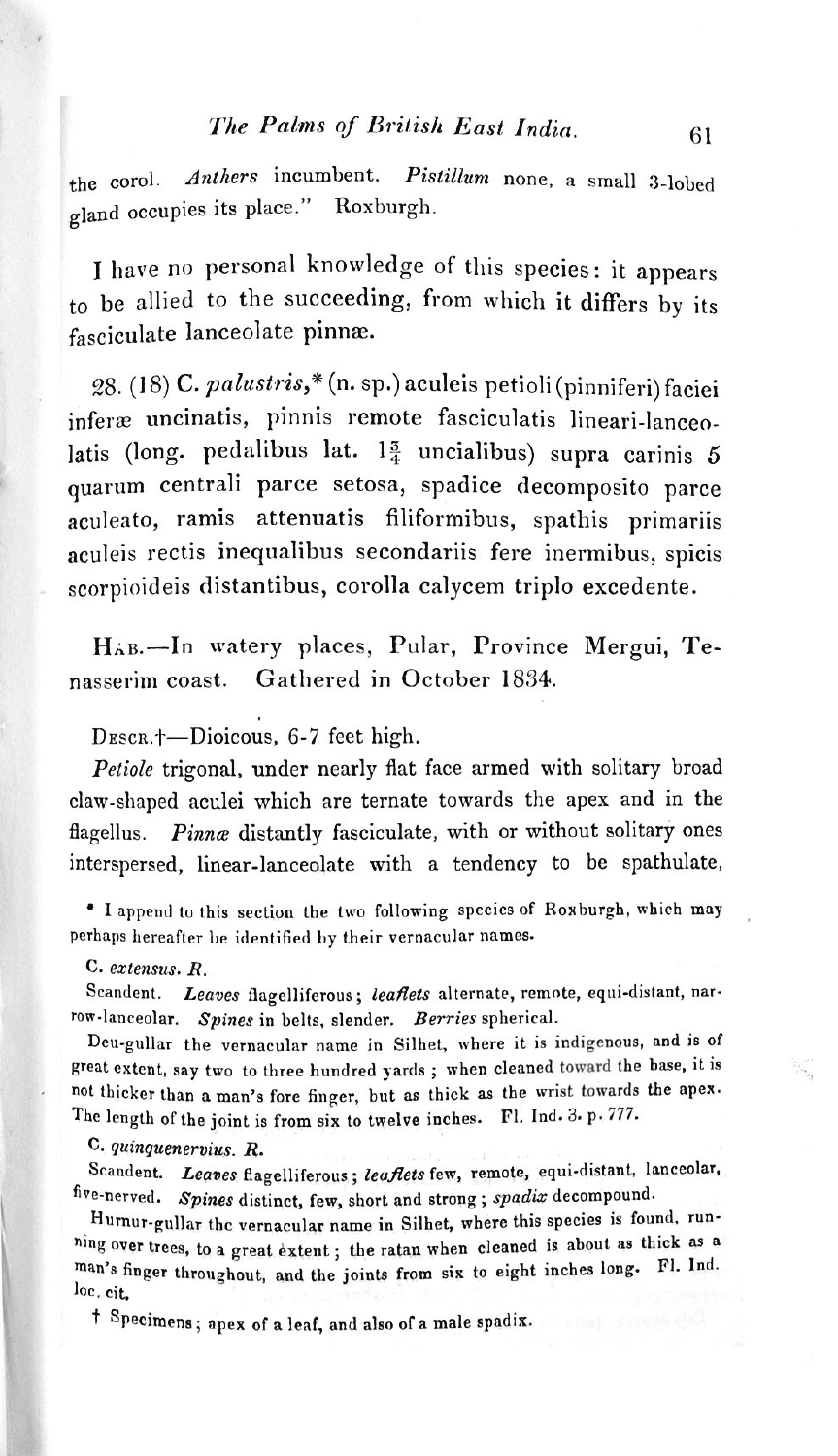the corol. *Anthers* incumbent. *Pistillum* none, a small 3-lobed gland occupies its place." Roxburgh.

I have no personal knowledge of this species: it appears to be allied to the succeeding, from which it differs by its fasciculate lanceolate pinnæ.

28. (18) C. *palustris,** (n. sp.) aculeis petioli (pinniferi) faciei inferæ uncinatis, pinnis remote fasciculatis lineari-lanceolatis (long. pedalibus lat. $1\frac{3}{4}$ uncialibus) supra carinis 5 quarum centrali parce setosa, spadice decomposito parce aculeato, ramis attenuatis filiformibus, spathis primariis aculeis rectis inequalibus secondariis fere inermibus, spicis scorpioideis distantibus, corolla calycem triplo excedente.

Hab.—In watery places, Pular, Province Mergui, Tenasserim coast. Gathered in October 1834.

Descr.†—Dioicous, 6-7 feet high.

*Petiole* trigonal, under nearly flat face armed with solitary broad claw-shaped aculei which are ternate towards the apex and in the flagellus. *Pinnæ* distantly fasciculate, with or without solitary ones interspersed, linear-lanceolate with a tendency to be spathulate,

---

* I append to this section the two following species of Roxburgh, which may perhaps hereafter be identified by their vernacular names.

C. *extensus. R.*

Scandent. *Leaves* flagelliferous; *leaflets* alternate, remote, equi-distant, narrow-lanceolar. *Spines* in belts, slender. *Berries* spherical.

Deu-gullar the vernacular name in Silhet, where it is indigenous, and is of great extent, say two to three hundred yards; when cleaned toward the base, it is not thicker than a man's fore finger, but as thick as the wrist towards the apex. The length of the joint is from six to twelve inches. Fl. Ind. 3. p. 777.

C. *quinquenervius. R.*

Scandent. *Leaves* flagelliferous; *leaflets* few, remote, equi-distant, lanceolar, five-nerved. *Spines* distinct, few, short and strong; *spadix* decompound.

Hurnur-gullar the vernacular name in Silhet, where this species is found, running over trees, to a great extent; the ratan when cleaned is about as thick as a man's finger throughout, and the joints from six to eight inches long. Fl. Ind. loc. cit.

† Specimens; apex of a leaf, and also of a male spadix.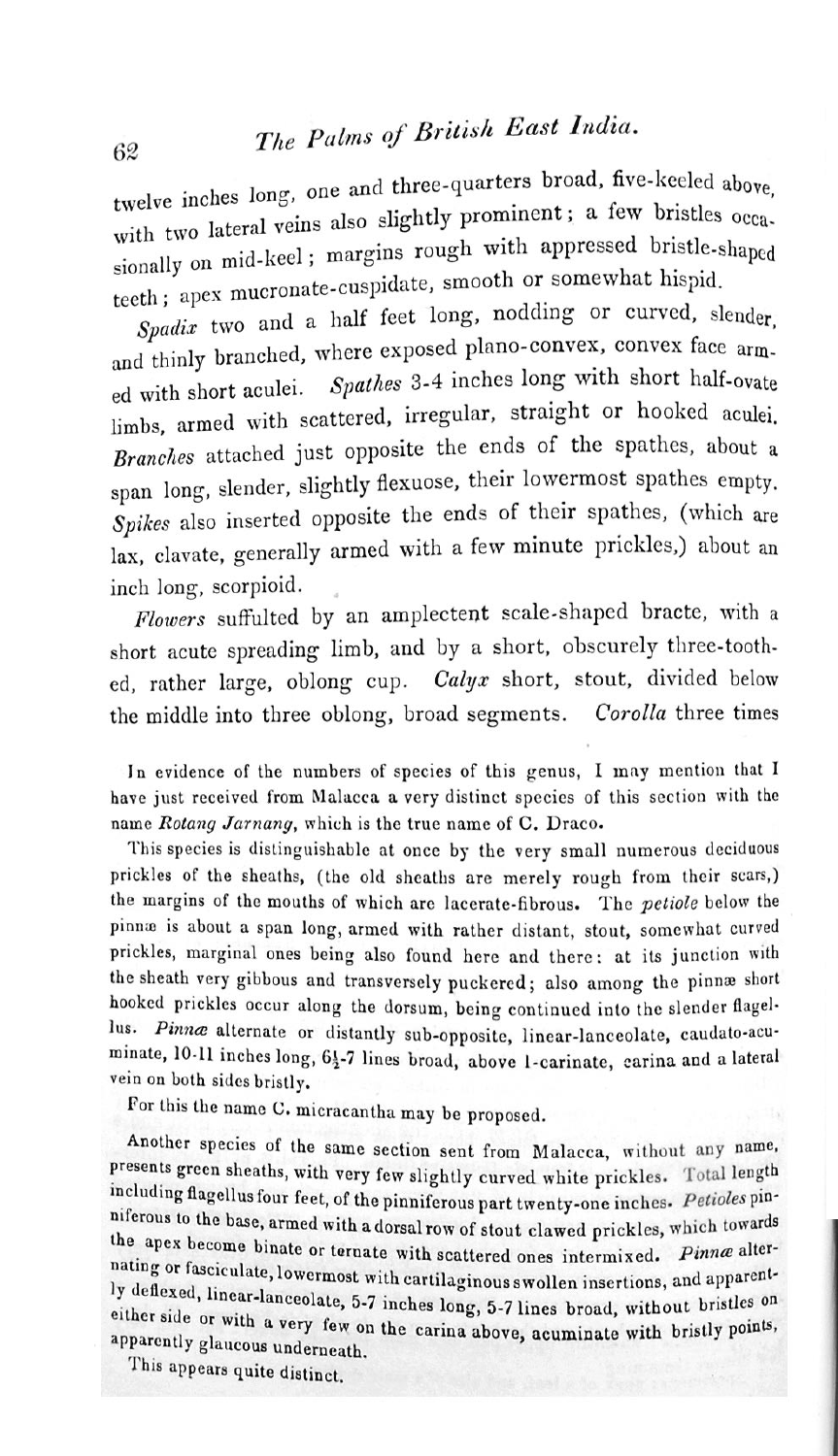twelve inches long, one and three-quarters broad, five-keeled above, with two lateral veins also slightly prominent; a few bristles occasionally on mid-keel; margins rough with appressed bristle-shaped teeth; apex mucronate-cuspidate, smooth or somewhat hispid.

*Spadix* two and a half feet long, nodding or curved, slender, and thinly branched, where exposed plano-convex, convex face armed with short aculei. *Spathes* 3-4 inches long with short half-ovate limbs, armed with scattered, irregular, straight or hooked aculei. *Branches* attached just opposite the ends of the spathes, about a span long, slender, slightly flexuose, their lowermost spathes empty. *Spikes* also inserted opposite the ends of their spathes, (which are lax, clavate, generally armed with a few minute prickles,) about an inch long, scorpioid.

*Flowers* suffulted by an amplectent scale-shaped bracte, with a short acute spreading limb, and by a short, obscurely three-toothed, rather large, oblong cup. *Calyx* short, stout, divided below the middle into three oblong, broad segments. *Corolla* three times

In evidence of the numbers of species of this genus, I may mention that I have just received from Malacca a very distinct species of this section with the name *Rotang Jarnang*, which is the true name of C. Draco.

This species is distinguishable at once by the very small numerous deciduous prickles of the sheaths, (the old sheaths are merely rough from their scars,) the margins of the mouths of which are lacerate-fibrous. The *petiole* below the pinnæ is about a span long, armed with rather distant, stout, somewhat curved prickles, marginal ones being also found here and there: at its junction with the sheath very gibbous and transversely puckered; also among the pinnæ short hooked prickles occur along the dorsum, being continued into the slender flagellus. *Pinnæ* alternate or distantly sub-opposite, linear-lanceolate, caudato-acuminate, 10-11 inches long, 6½-7 lines broad, above 1-carinate, carina and a lateral vein on both sides bristly.

For this the name C. micracantha may be proposed.

Another species of the same section sent from Malacca, without any name, presents green sheaths, with very few slightly curved white prickles. Total length including flagellus four feet, of the pinniferous part twenty-one inches. *Petioles* pinniferous to the base, armed with a dorsal row of stout clawed prickles, which towards the apex become binate or ternate with scattered ones intermixed. *Pinnæ* alternating or fasciculate, lowermost with cartilaginous swollen insertions, and apparently deflexed, linear-lanceolate, 5-7 inches long, 5-7 lines broad, without bristles on either side or with a very few on the carina above, acuminate with bristly points, apparently glaucous underneath.

This appears quite distinct.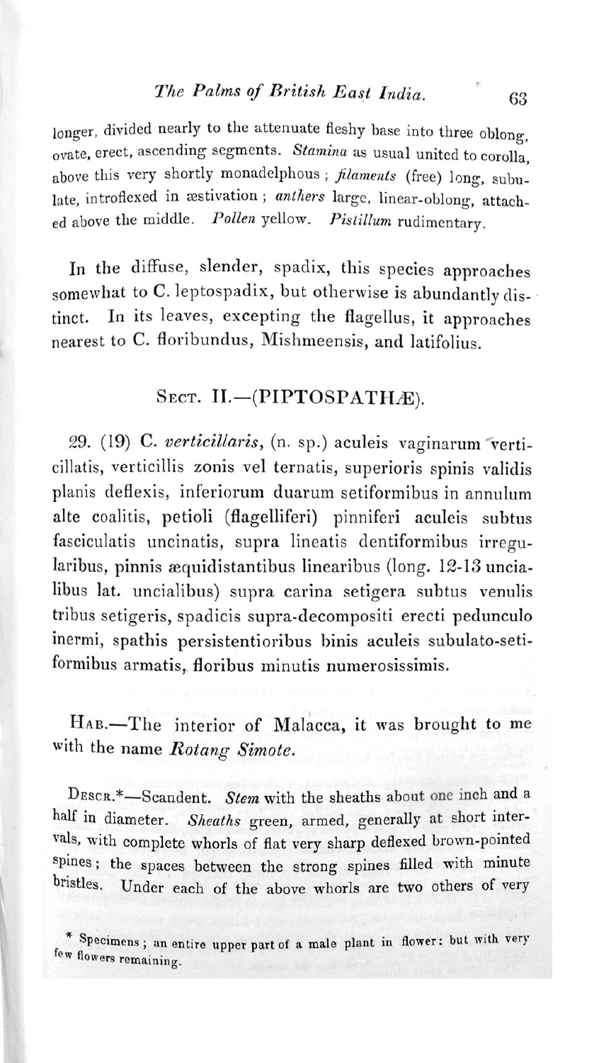longer, divided nearly to the attenuate fleshy base into three oblong, ovate, erect, ascending segments. *Stamina* as usual united to corolla, above this very shortly monadelphous; *filaments* (free) long, subulate, introflexed in æstivation; *anthers* large, linear-oblong, attached above the middle. *Pollen* yellow. *Pistillum* rudimentary.

In the diffuse, slender, spadix, this species approaches somewhat to C. leptospadix, but otherwise is abundantly distinct. In its leaves, excepting the flagellus, it approaches nearest to C. floribundus, Mishmeensis, and latifolius.

## SECT. II.—(PIPTOSPATHÆ).

29. (19) C. *verticillaris*, (n. sp.) aculeis vaginarum verticillatis, verticillis zonis vel ternatis, superioris spinis validis planis deflexis, inferiorum duarum setiformibus in annulum alte coalitis, petioli (flagelliferi) pinniferi aculeis subtus fasciculatis uncinatis, supra lineatis dentiformibus irregularibus, pinnis æquidistantibus linearibus (long. 12-13 uncialibus lat. uncialibus) supra carina setigera subtus venulis tribus setigeris, spadicis supra-decompositi erecti pedunculo inermi, spathis persistentioribus binis aculeis subulato-setiformibus armatis, floribus minutis numerosissimis.

HAB.—The interior of Malacca, it was brought to me with the name *Rotang Simote*.

DESCR.*—Scandent. *Stem* with the sheaths about one inch and a half in diameter. *Sheaths* green, armed, generally at short intervals, with complete whorls of flat very sharp deflexed brown-pointed spines; the spaces between the strong spines filled with minute bristles. Under each of the above whorls are two others of very

\* Specimens; an entire upper part of a male plant in flower: but with very few flowers remaining.